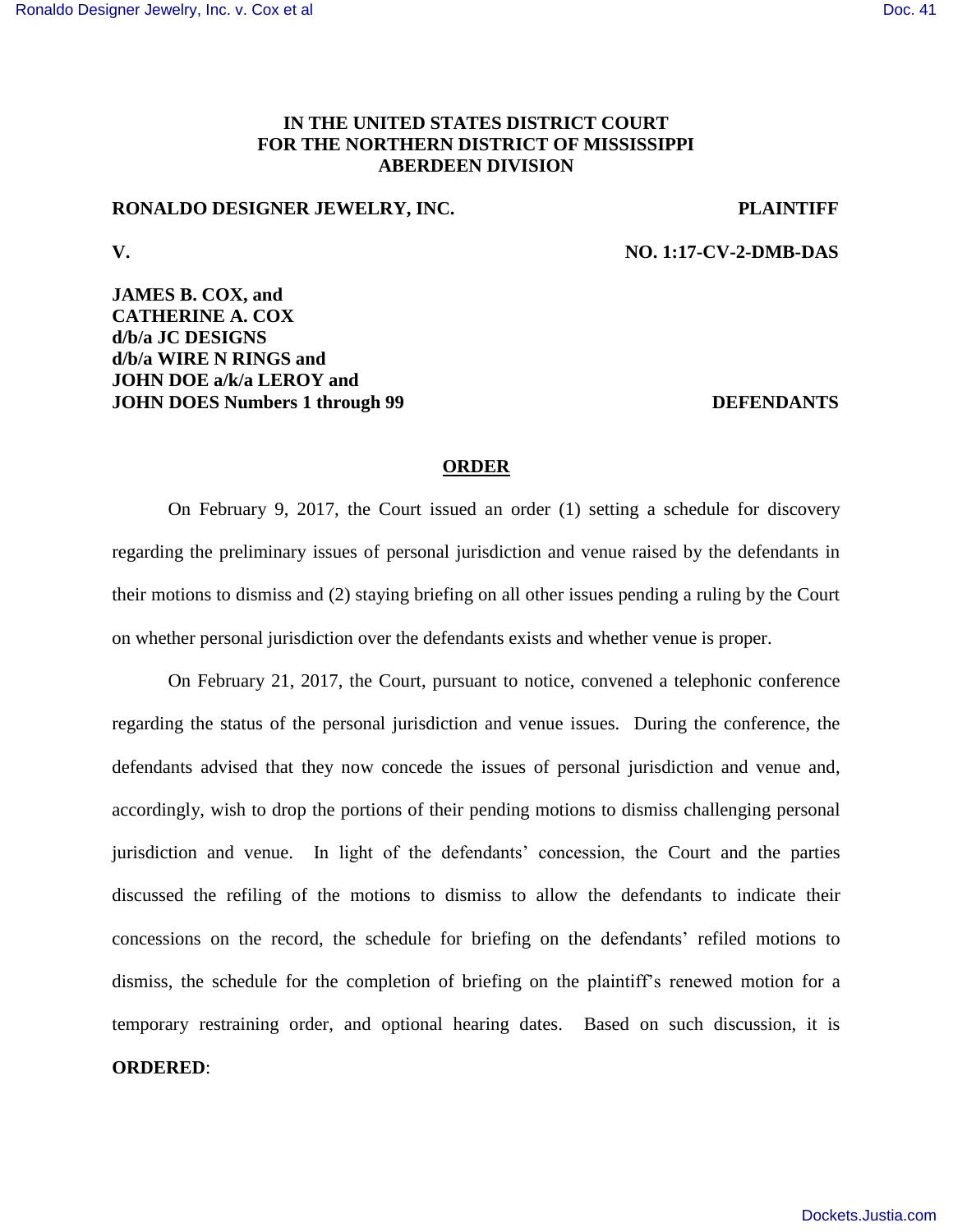**IN THE UNITED STATES DISTRICT COURT**
**FOR THE NORTHERN DISTRICT OF MISSISSIPPI**
**ABERDEEN DIVISION**

**RONALDO DESIGNER JEWELRY, INC.** **PLAINTIFF**

**V.** **NO. 1:17-CV-2-DMB-DAS**

**JAMES B. COX, and**
**CATHERINE A. COX**
**d/b/a JC DESIGNS**
**d/b/a WIRE N RINGS and**
**JOHN DOE a/k/a LEROY and**
**JOHN DOES Numbers 1 through 99** **DEFENDANTS**

**ORDER**

On February 9, 2017, the Court issued an order (1) setting a schedule for discovery regarding the preliminary issues of personal jurisdiction and venue raised by the defendants in their motions to dismiss and (2) staying briefing on all other issues pending a ruling by the Court on whether personal jurisdiction over the defendants exists and whether venue is proper.

On February 21, 2017, the Court, pursuant to notice, convened a telephonic conference regarding the status of the personal jurisdiction and venue issues. During the conference, the defendants advised that they now concede the issues of personal jurisdiction and venue and, accordingly, wish to drop the portions of their pending motions to dismiss challenging personal jurisdiction and venue. In light of the defendants' concession, the Court and the parties discussed the refiling of the motions to dismiss to allow the defendants to indicate their concessions on the record, the schedule for briefing on the defendants' refiled motions to dismiss, the schedule for the completion of briefing on the plaintiff's renewed motion for a temporary restraining order, and optional hearing dates. Based on such discussion, it is **ORDERED**: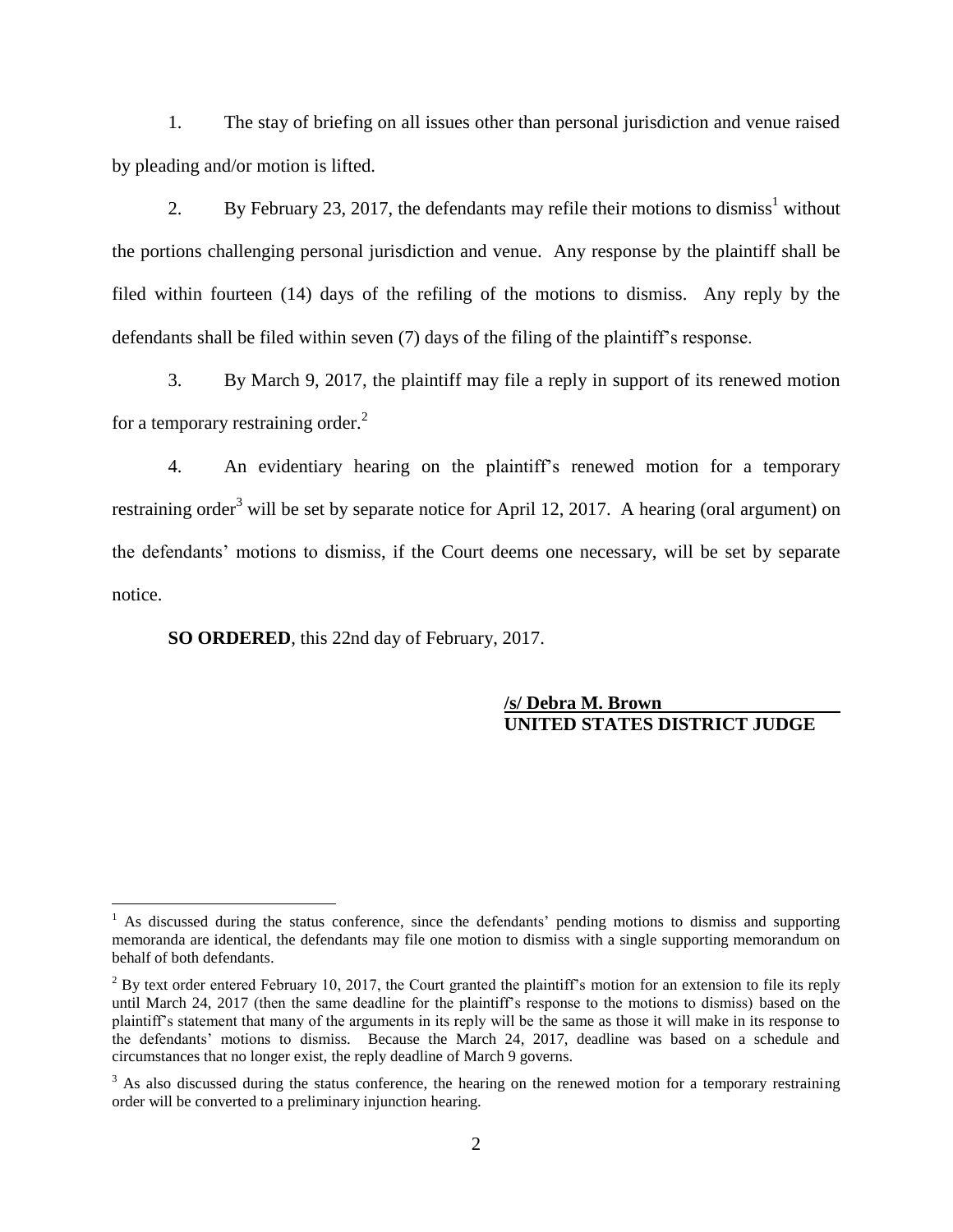1. The stay of briefing on all issues other than personal jurisdiction and venue raised by pleading and/or motion is lifted.

2. By February 23, 2017, the defendants may refile their motions to dismiss[1] without the portions challenging personal jurisdiction and venue. Any response by the plaintiff shall be filed within fourteen (14) days of the refiling of the motions to dismiss. Any reply by the defendants shall be filed within seven (7) days of the filing of the plaintiff's response.

3. By March 9, 2017, the plaintiff may file a reply in support of its renewed motion for a temporary restraining order.[2]

4. An evidentiary hearing on the plaintiff's renewed motion for a temporary restraining order[3] will be set by separate notice for April 12, 2017. A hearing (oral argument) on the defendants' motions to dismiss, if the Court deems one necessary, will be set by separate notice.

**SO ORDERED**, this 22nd day of February, 2017.

**/s/ Debra M. Brown**
**UNITED STATES DISTRICT JUDGE**

---

[1] As discussed during the status conference, since the defendants' pending motions to dismiss and supporting memoranda are identical, the defendants may file one motion to dismiss with a single supporting memorandum on behalf of both defendants.

[2] By text order entered February 10, 2017, the Court granted the plaintiff's motion for an extension to file its reply until March 24, 2017 (then the same deadline for the plaintiff's response to the motions to dismiss) based on the plaintiff's statement that many of the arguments in its reply will be the same as those it will make in its response to the defendants' motions to dismiss. Because the March 24, 2017, deadline was based on a schedule and circumstances that no longer exist, the reply deadline of March 9 governs.

[3] As also discussed during the status conference, the hearing on the renewed motion for a temporary restraining order will be converted to a preliminary injunction hearing.